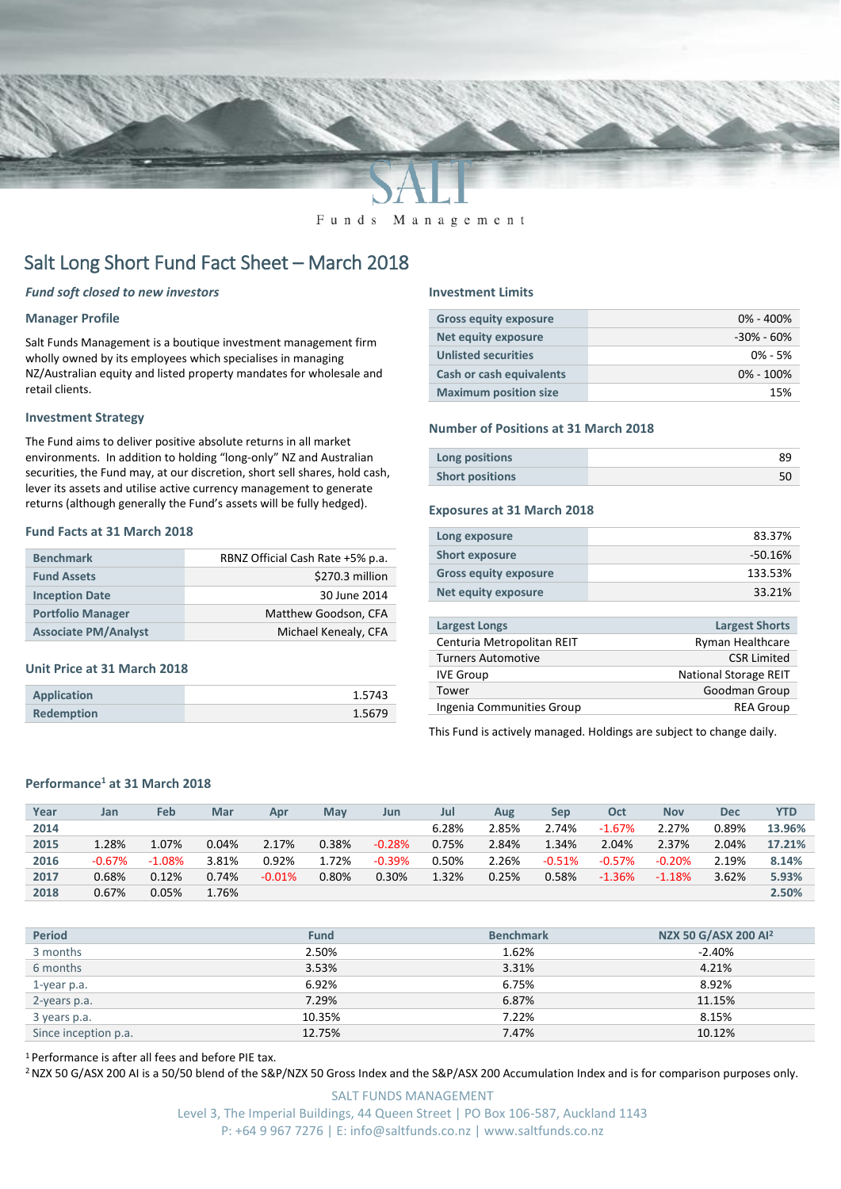SALT

Funds Management

# Salt Long Short Fund Fact Sheet – March 2018

*Fund soft closed to new investors*

### Manager Profile

Salt Funds Management is a boutique investment management firm wholly owned by its employees which specialises in managing NZ/Australian equity and listed property mandates for wholesale and retail clients.

### Investment Strategy

The Fund aims to deliver positive absolute returns in all market environments. In addition to holding "long-only" NZ and Australian securities, the Fund may, at our discretion, short sell shares, hold cash, lever its assets and utilise active currency management to generate returns (although generally the Fund's assets will be fully hedged).

### Fund Facts at 31 March 2018

| | |
|---|---|
| Benchmark | RBNZ Official Cash Rate +5% p.a. |
| Fund Assets | $270.3 million |
| Inception Date | 30 June 2014 |
| Portfolio Manager | Matthew Goodson, CFA |
| Associate PM/Analyst | Michael Kenealy, CFA |

### Unit Price at 31 March 2018

| | |
|---|---|
| Application | 1.5743 |
| Redemption | 1.5679 |

### Investment Limits

| | |
|---|---|
| Gross equity exposure | 0% - 400% |
| Net equity exposure | -30% - 60% |
| Unlisted securities | 0% - 5% |
| Cash or cash equivalents | 0% - 100% |
| Maximum position size | 15% |

### Number of Positions at 31 March 2018

| | |
|---|---|
| Long positions | 89 |
| Short positions | 50 |

### Exposures at 31 March 2018

| | |
|---|---|
| Long exposure | 83.37% |
| Short exposure | -50.16% |
| Gross equity exposure | 133.53% |
| Net equity exposure | 33.21% |

| Largest Longs | Largest Shorts |
|---|---|
| Centuria Metropolitan REIT | Ryman Healthcare |
| Turners Automotive | CSR Limited |
| IVE Group | National Storage REIT |
| Tower | Goodman Group |
| Ingenia Communities Group | REA Group |

This Fund is actively managed. Holdings are subject to change daily.

### Performance[1] at 31 March 2018

| Year | Jan | Feb | Mar | Apr | May | Jun | Jul | Aug | Sep | Oct | Nov | Dec | YTD |
|---|---|---|---|---|---|---|---|---|---|---|---|---|---|
| 2014 | | | | | | | 6.28% | 2.85% | 2.74% | -1.67% | 2.27% | 0.89% | 13.96% |
| 2015 | 1.28% | 1.07% | 0.04% | 2.17% | 0.38% | -0.28% | 0.75% | 2.84% | 1.34% | 2.04% | 2.37% | 2.04% | 17.21% |
| 2016 | -0.67% | -1.08% | 3.81% | 0.92% | 1.72% | -0.39% | 0.50% | 2.26% | -0.51% | -0.57% | -0.20% | 2.19% | 8.14% |
| 2017 | 0.68% | 0.12% | 0.74% | -0.01% | 0.80% | 0.30% | 1.32% | 0.25% | 0.58% | -1.36% | -1.18% | 3.62% | 5.93% |
| 2018 | 0.67% | 0.05% | 1.76% | | | | | | | | | | 2.50% |

| Period | Fund | Benchmark | NZX 50 G/ASX 200 AI[2] |
|---|---|---|---|
| 3 months | 2.50% | 1.62% | -2.40% |
| 6 months | 3.53% | 3.31% | 4.21% |
| 1-year p.a. | 6.92% | 6.75% | 8.92% |
| 2-years p.a. | 7.29% | 6.87% | 11.15% |
| 3 years p.a. | 10.35% | 7.22% | 8.15% |
| Since inception p.a. | 12.75% | 7.47% | 10.12% |

[1] Performance is after all fees and before PIE tax.

[2] NZX 50 G/ASX 200 AI is a 50/50 blend of the S&P/NZX 50 Gross Index and the S&P/ASX 200 Accumulation Index and is for comparison purposes only.

SALT FUNDS MANAGEMENT
Level 3, The Imperial Buildings, 44 Queen Street | PO Box 106-587, Auckland 1143
P: +64 9 967 7276 | E: info@saltfunds.co.nz | www.saltfunds.co.nz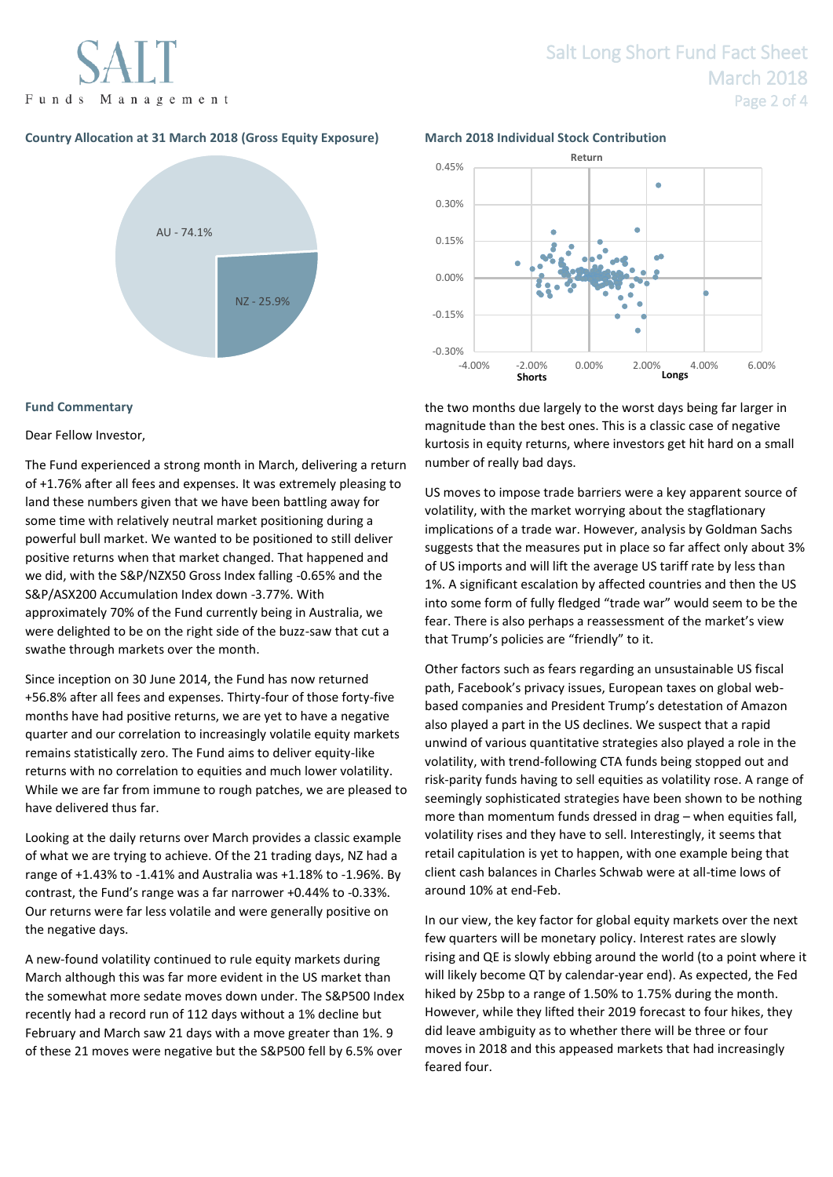### Country Allocation at 31 March 2018 (Gross Equity Exposure)

AU - 74.1%

NZ - 25.9%

### March 2018 Individual Stock Contribution

### Fund Commentary

Dear Fellow Investor,

The Fund experienced a strong month in March, delivering a return of +1.76% after all fees and expenses. It was extremely pleasing to land these numbers given that we have been battling away for some time with relatively neutral market positioning during a powerful bull market. We wanted to be positioned to still deliver positive returns when that market changed. That happened and we did, with the S&P/NZX50 Gross Index falling -0.65% and the S&P/ASX200 Accumulation Index down -3.77%. With approximately 70% of the Fund currently being in Australia, we were delighted to be on the right side of the buzz-saw that cut a swathe through markets over the month.

Since inception on 30 June 2014, the Fund has now returned +56.8% after all fees and expenses. Thirty-four of those forty-five months have had positive returns, we are yet to have a negative quarter and our correlation to increasingly volatile equity markets remains statistically zero. The Fund aims to deliver equity-like returns with no correlation to equities and much lower volatility. While we are far from immune to rough patches, we are pleased to have delivered thus far.

Looking at the daily returns over March provides a classic example of what we are trying to achieve. Of the 21 trading days, NZ had a range of +1.43% to -1.41% and Australia was +1.18% to -1.96%. By contrast, the Fund's range was a far narrower +0.44% to -0.33%. Our returns were far less volatile and were generally positive on the negative days.

A new-found volatility continued to rule equity markets during March although this was far more evident in the US market than the somewhat more sedate moves down under. The S&P500 Index recently had a record run of 112 days without a 1% decline but February and March saw 21 days with a move greater than 1%. 9 of these 21 moves were negative but the S&P500 fell by 6.5% over the two months due largely to the worst days being far larger in magnitude than the best ones. This is a classic case of negative kurtosis in equity returns, where investors get hit hard on a small number of really bad days.

US moves to impose trade barriers were a key apparent source of volatility, with the market worrying about the stagflationary implications of a trade war. However, analysis by Goldman Sachs suggests that the measures put in place so far affect only about 3% of US imports and will lift the average US tariff rate by less than 1%. A significant escalation by affected countries and then the US into some form of fully fledged "trade war" would seem to be the fear. There is also perhaps a reassessment of the market's view that Trump's policies are "friendly" to it.

Other factors such as fears regarding an unsustainable US fiscal path, Facebook's privacy issues, European taxes on global web-based companies and President Trump's detestation of Amazon also played a part in the US declines. We suspect that a rapid unwind of various quantitative strategies also played a role in the volatility, with trend-following CTA funds being stopped out and risk-parity funds having to sell equities as volatility rose. A range of seemingly sophisticated strategies have been shown to be nothing more than momentum funds dressed in drag – when equities fall, volatility rises and they have to sell. Interestingly, it seems that retail capitulation is yet to happen, with one example being that client cash balances in Charles Schwab were at all-time lows of around 10% at end-Feb.

In our view, the key factor for global equity markets over the next few quarters will be monetary policy. Interest rates are slowly rising and QE is slowly ebbing around the world (to a point where it will likely become QT by calendar-year end). As expected, the Fed hiked by 25bp to a range of 1.50% to 1.75% during the month. However, while they lifted their 2019 forecast to four hikes, they did leave ambiguity as to whether there will be three or four moves in 2018 and this appeased markets that had increasingly feared four.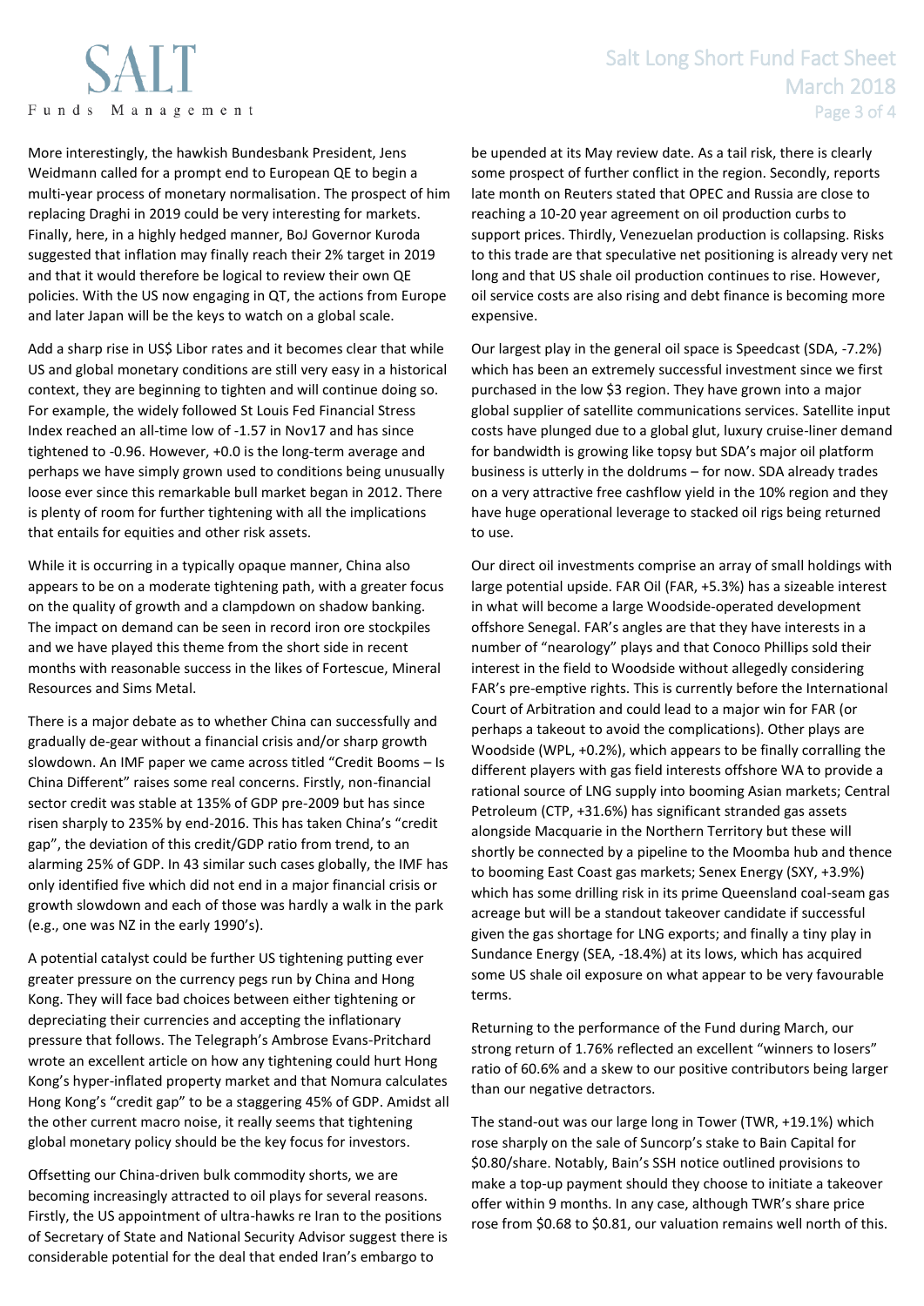More interestingly, the hawkish Bundesbank President, Jens Weidmann called for a prompt end to European QE to begin a multi-year process of monetary normalisation. The prospect of him replacing Draghi in 2019 could be very interesting for markets. Finally, here, in a highly hedged manner, BoJ Governor Kuroda suggested that inflation may finally reach their 2% target in 2019 and that it would therefore be logical to review their own QE policies. With the US now engaging in QT, the actions from Europe and later Japan will be the keys to watch on a global scale.

Add a sharp rise in US$ Libor rates and it becomes clear that while US and global monetary conditions are still very easy in a historical context, they are beginning to tighten and will continue doing so. For example, the widely followed St Louis Fed Financial Stress Index reached an all-time low of -1.57 in Nov17 and has since tightened to -0.96. However, +0.0 is the long-term average and perhaps we have simply grown used to conditions being unusually loose ever since this remarkable bull market began in 2012. There is plenty of room for further tightening with all the implications that entails for equities and other risk assets.

While it is occurring in a typically opaque manner, China also appears to be on a moderate tightening path, with a greater focus on the quality of growth and a clampdown on shadow banking. The impact on demand can be seen in record iron ore stockpiles and we have played this theme from the short side in recent months with reasonable success in the likes of Fortescue, Mineral Resources and Sims Metal.

There is a major debate as to whether China can successfully and gradually de-gear without a financial crisis and/or sharp growth slowdown. An IMF paper we came across titled "Credit Booms – Is China Different" raises some real concerns. Firstly, non-financial sector credit was stable at 135% of GDP pre-2009 but has since risen sharply to 235% by end-2016. This has taken China's "credit gap", the deviation of this credit/GDP ratio from trend, to an alarming 25% of GDP. In 43 similar such cases globally, the IMF has only identified five which did not end in a major financial crisis or growth slowdown and each of those was hardly a walk in the park (e.g., one was NZ in the early 1990's).

A potential catalyst could be further US tightening putting ever greater pressure on the currency pegs run by China and Hong Kong. They will face bad choices between either tightening or depreciating their currencies and accepting the inflationary pressure that follows. The Telegraph's Ambrose Evans-Pritchard wrote an excellent article on how any tightening could hurt Hong Kong's hyper-inflated property market and that Nomura calculates Hong Kong's "credit gap" to be a staggering 45% of GDP. Amidst all the other current macro noise, it really seems that tightening global monetary policy should be the key focus for investors.

Offsetting our China-driven bulk commodity shorts, we are becoming increasingly attracted to oil plays for several reasons. Firstly, the US appointment of ultra-hawks re Iran to the positions of Secretary of State and National Security Advisor suggest there is considerable potential for the deal that ended Iran's embargo to be upended at its May review date. As a tail risk, there is clearly some prospect of further conflict in the region. Secondly, reports late month on Reuters stated that OPEC and Russia are close to reaching a 10-20 year agreement on oil production curbs to support prices. Thirdly, Venezuelan production is collapsing. Risks to this trade are that speculative net positioning is already very net long and that US shale oil production continues to rise. However, oil service costs are also rising and debt finance is becoming more expensive.

Our largest play in the general oil space is Speedcast (SDA, -7.2%) which has been an extremely successful investment since we first purchased in the low $3 region. They have grown into a major global supplier of satellite communications services. Satellite input costs have plunged due to a global glut, luxury cruise-liner demand for bandwidth is growing like topsy but SDA's major oil platform business is utterly in the doldrums – for now. SDA already trades on a very attractive free cashflow yield in the 10% region and they have huge operational leverage to stacked oil rigs being returned to use.

Our direct oil investments comprise an array of small holdings with large potential upside. FAR Oil (FAR, +5.3%) has a sizeable interest in what will become a large Woodside-operated development offshore Senegal. FAR's angles are that they have interests in a number of "nearology" plays and that Conoco Phillips sold their interest in the field to Woodside without allegedly considering FAR's pre-emptive rights. This is currently before the International Court of Arbitration and could lead to a major win for FAR (or perhaps a takeout to avoid the complications). Other plays are Woodside (WPL, +0.2%), which appears to be finally corralling the different players with gas field interests offshore WA to provide a rational source of LNG supply into booming Asian markets; Central Petroleum (CTP, +31.6%) has significant stranded gas assets alongside Macquarie in the Northern Territory but these will shortly be connected by a pipeline to the Moomba hub and thence to booming East Coast gas markets; Senex Energy (SXY, +3.9%) which has some drilling risk in its prime Queensland coal-seam gas acreage but will be a standout takeover candidate if successful given the gas shortage for LNG exports; and finally a tiny play in Sundance Energy (SEA, -18.4%) at its lows, which has acquired some US shale oil exposure on what appear to be very favourable terms.

Returning to the performance of the Fund during March, our strong return of 1.76% reflected an excellent "winners to losers" ratio of 60.6% and a skew to our positive contributors being larger than our negative detractors.

The stand-out was our large long in Tower (TWR, +19.1%) which rose sharply on the sale of Suncorp's stake to Bain Capital for $0.80/share. Notably, Bain's SSH notice outlined provisions to make a top-up payment should they choose to initiate a takeover offer within 9 months. In any case, although TWR's share price rose from $0.68 to $0.81, our valuation remains well north of this.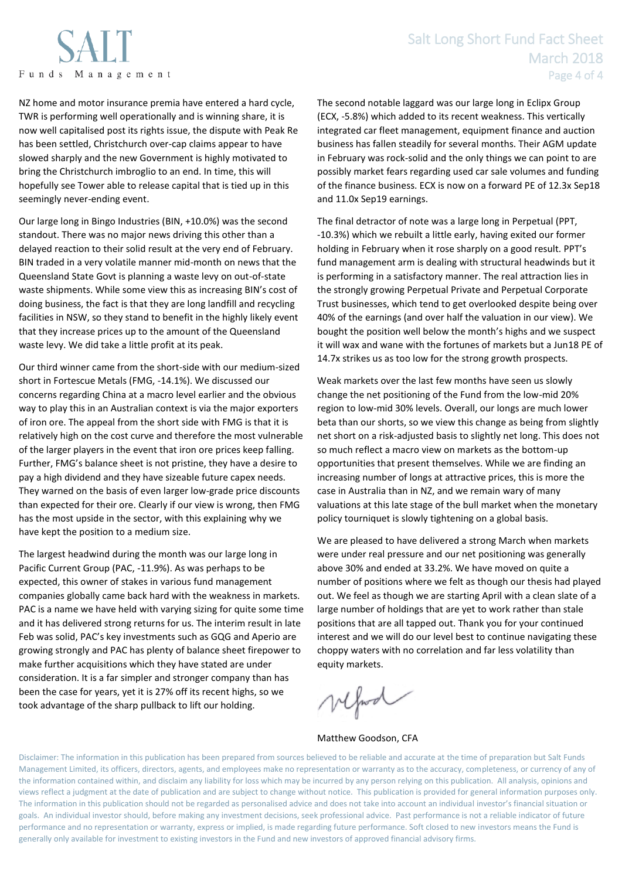NZ home and motor insurance premia have entered a hard cycle, TWR is performing well operationally and is winning share, it is now well capitalised post its rights issue, the dispute with Peak Re has been settled, Christchurch over-cap claims appear to have slowed sharply and the new Government is highly motivated to bring the Christchurch imbroglio to an end. In time, this will hopefully see Tower able to release capital that is tied up in this seemingly never-ending event.

Our large long in Bingo Industries (BIN, +10.0%) was the second standout. There was no major news driving this other than a delayed reaction to their solid result at the very end of February. BIN traded in a very volatile manner mid-month on news that the Queensland State Govt is planning a waste levy on out-of-state waste shipments. While some view this as increasing BIN's cost of doing business, the fact is that they are long landfill and recycling facilities in NSW, so they stand to benefit in the highly likely event that they increase prices up to the amount of the Queensland waste levy. We did take a little profit at its peak.

Our third winner came from the short-side with our medium-sized short in Fortescue Metals (FMG, -14.1%). We discussed our concerns regarding China at a macro level earlier and the obvious way to play this in an Australian context is via the major exporters of iron ore. The appeal from the short side with FMG is that it is relatively high on the cost curve and therefore the most vulnerable of the larger players in the event that iron ore prices keep falling. Further, FMG's balance sheet is not pristine, they have a desire to pay a high dividend and they have sizeable future capex needs. They warned on the basis of even larger low-grade price discounts than expected for their ore. Clearly if our view is wrong, then FMG has the most upside in the sector, with this explaining why we have kept the position to a medium size.

The largest headwind during the month was our large long in Pacific Current Group (PAC, -11.9%). As was perhaps to be expected, this owner of stakes in various fund management companies globally came back hard with the weakness in markets. PAC is a name we have held with varying sizing for quite some time and it has delivered strong returns for us. The interim result in late Feb was solid, PAC's key investments such as GQG and Aperio are growing strongly and PAC has plenty of balance sheet firepower to make further acquisitions which they have stated are under consideration. It is a far simpler and stronger company than has been the case for years, yet it is 27% off its recent highs, so we took advantage of the sharp pullback to lift our holding.

The second notable laggard was our large long in Eclipx Group (ECX, -5.8%) which added to its recent weakness. This vertically integrated car fleet management, equipment finance and auction business has fallen steadily for several months. Their AGM update in February was rock-solid and the only things we can point to are possibly market fears regarding used car sale volumes and funding of the finance business. ECX is now on a forward PE of 12.3x Sep18 and 11.0x Sep19 earnings.

The final detractor of note was a large long in Perpetual (PPT, -10.3%) which we rebuilt a little early, having exited our former holding in February when it rose sharply on a good result. PPT's fund management arm is dealing with structural headwinds but it is performing in a satisfactory manner. The real attraction lies in the strongly growing Perpetual Private and Perpetual Corporate Trust businesses, which tend to get overlooked despite being over 40% of the earnings (and over half the valuation in our view). We bought the position well below the month's highs and we suspect it will wax and wane with the fortunes of markets but a Jun18 PE of 14.7x strikes us as too low for the strong growth prospects.

Weak markets over the last few months have seen us slowly change the net positioning of the Fund from the low-mid 20% region to low-mid 30% levels. Overall, our longs are much lower beta than our shorts, so we view this change as being from slightly net short on a risk-adjusted basis to slightly net long. This does not so much reflect a macro view on markets as the bottom-up opportunities that present themselves. While we are finding an increasing number of longs at attractive prices, this is more the case in Australia than in NZ, and we remain wary of many valuations at this late stage of the bull market when the monetary policy tourniquet is slowly tightening on a global basis.

We are pleased to have delivered a strong March when markets were under real pressure and our net positioning was generally above 30% and ended at 33.2%. We have moved on quite a number of positions where we felt as though our thesis had played out. We feel as though we are starting April with a clean slate of a large number of holdings that are yet to work rather than stale positions that are all tapped out. Thank you for your continued interest and we will do our level best to continue navigating these choppy waters with no correlation and far less volatility than equity markets.

Matthew Goodson, CFA

Disclaimer: The information in this publication has been prepared from sources believed to be reliable and accurate at the time of preparation but Salt Funds Management Limited, its officers, directors, agents, and employees make no representation or warranty as to the accuracy, completeness, or currency of any of the information contained within, and disclaim any liability for loss which may be incurred by any person relying on this publication. All analysis, opinions and views reflect a judgment at the date of publication and are subject to change without notice. This publication is provided for general information purposes only. The information in this publication should not be regarded as personalised advice and does not take into account an individual investor's financial situation or goals. An individual investor should, before making any investment decisions, seek professional advice. Past performance is not a reliable indicator of future performance and no representation or warranty, express or implied, is made regarding future performance. Soft closed to new investors means the Fund is generally only available for investment to existing investors in the Fund and new investors of approved financial advisory firms.